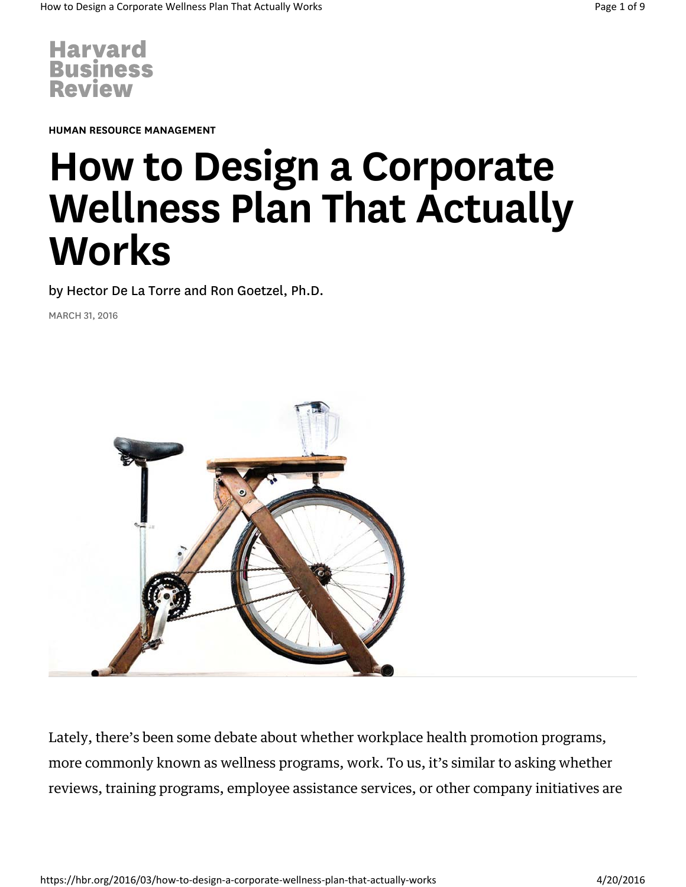Harvard Business Review

HUMAN RESOURCE MANAGEMENT

# How to Design a Corporate Wellness Plan That Actually Works

by Hector De La Torre and Ron Goetzel, Ph.D.

MARCH 31, 2016

Lately, there's been some debate about whether workplace health promotion programs, more commonly known as wellness programs, work. To us, it's similar to asking whether reviews, training programs, employee assistance services, or other company initiatives are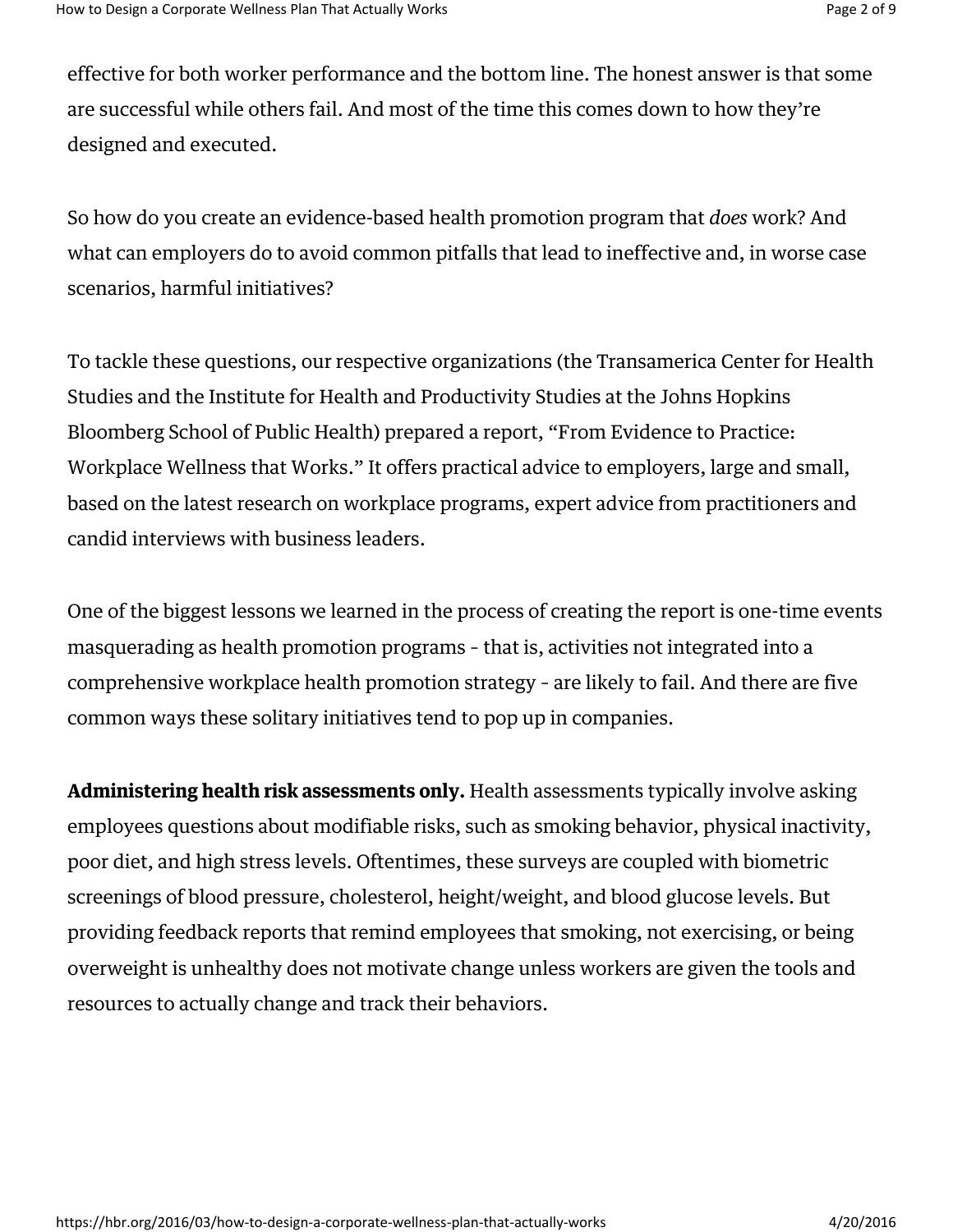effective for both worker performance and the bottom line. The honest answer is that some are successful while others fail. And most of the time this comes down to how they're designed and executed.

So how do you create an evidence-based health promotion program that *does* work? And what can employers do to avoid common pitfalls that lead to ineffective and, in worse case scenarios, harmful initiatives?

To tackle these questions, our respective organizations (the Transamerica Center for Health Studies and the Institute for Health and Productivity Studies at the Johns Hopkins Bloomberg School of Public Health) prepared a report, "From Evidence to Practice: Workplace Wellness that Works." It offers practical advice to employers, large and small, based on the latest research on workplace programs, expert advice from practitioners and candid interviews with business leaders.

One of the biggest lessons we learned in the process of creating the report is one-time events masquerading as health promotion programs - that is, activities not integrated into a comprehensive workplace health promotion strategy - are likely to fail. And there are five common ways these solitary initiatives tend to pop up in companies.

**Administering health risk assessments only.** Health assessments typically involve asking employees questions about modifiable risks, such as smoking behavior, physical inactivity, poor diet, and high stress levels. Oftentimes, these surveys are coupled with biometric screenings of blood pressure, cholesterol, height/weight, and blood glucose levels. But providing feedback reports that remind employees that smoking, not exercising, or being overweight is unhealthy does not motivate change unless workers are given the tools and resources to actually change and track their behaviors.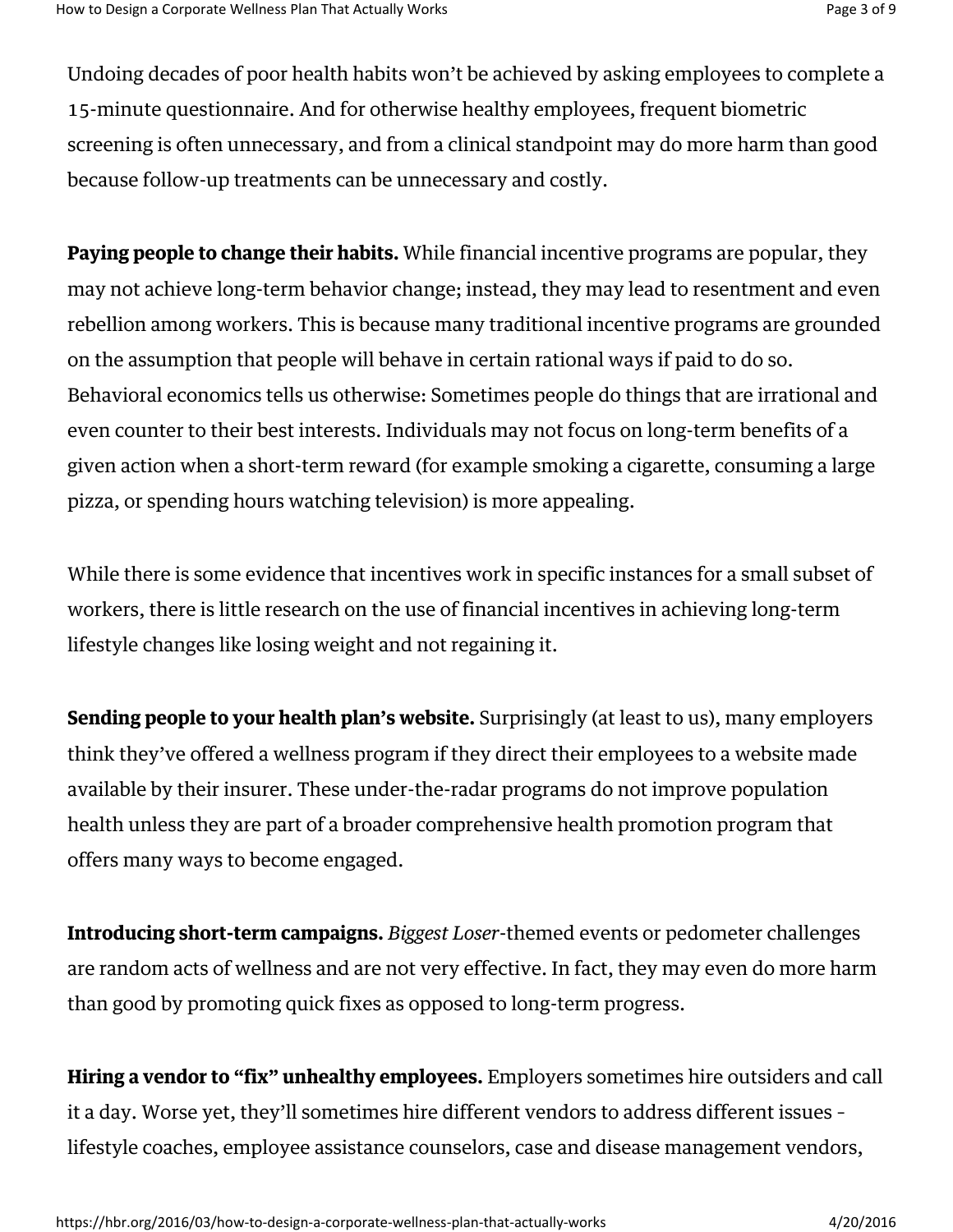Undoing decades of poor health habits won't be achieved by asking employees to complete a 15-minute questionnaire. And for otherwise healthy employees, frequent biometric screening is often unnecessary, and from a clinical standpoint may do more harm than good because follow-up treatments can be unnecessary and costly.

**Paying people to change their habits.** While financial incentive programs are popular, they may not achieve long-term behavior change; instead, they may lead to resentment and even rebellion among workers. This is because many traditional incentive programs are grounded on the assumption that people will behave in certain rational ways if paid to do so. Behavioral economics tells us otherwise: Sometimes people do things that are irrational and even counter to their best interests. Individuals may not focus on long-term benefits of a given action when a short-term reward (for example smoking a cigarette, consuming a large pizza, or spending hours watching television) is more appealing.

While there is some evidence that incentives work in specific instances for a small subset of workers, there is little research on the use of financial incentives in achieving long-term lifestyle changes like losing weight and not regaining it.

**Sending people to your health plan's website.** Surprisingly (at least to us), many employers think they've offered a wellness program if they direct their employees to a website made available by their insurer. These under-the-radar programs do not improve population health unless they are part of a broader comprehensive health promotion program that offers many ways to become engaged.

**Introducing short-term campaigns.** *Biggest Loser*-themed events or pedometer challenges are random acts of wellness and are not very effective. In fact, they may even do more harm than good by promoting quick fixes as opposed to long-term progress.

**Hiring a vendor to "fix" unhealthy employees.** Employers sometimes hire outsiders and call it a day. Worse yet, they'll sometimes hire different vendors to address different issues – lifestyle coaches, employee assistance counselors, case and disease management vendors,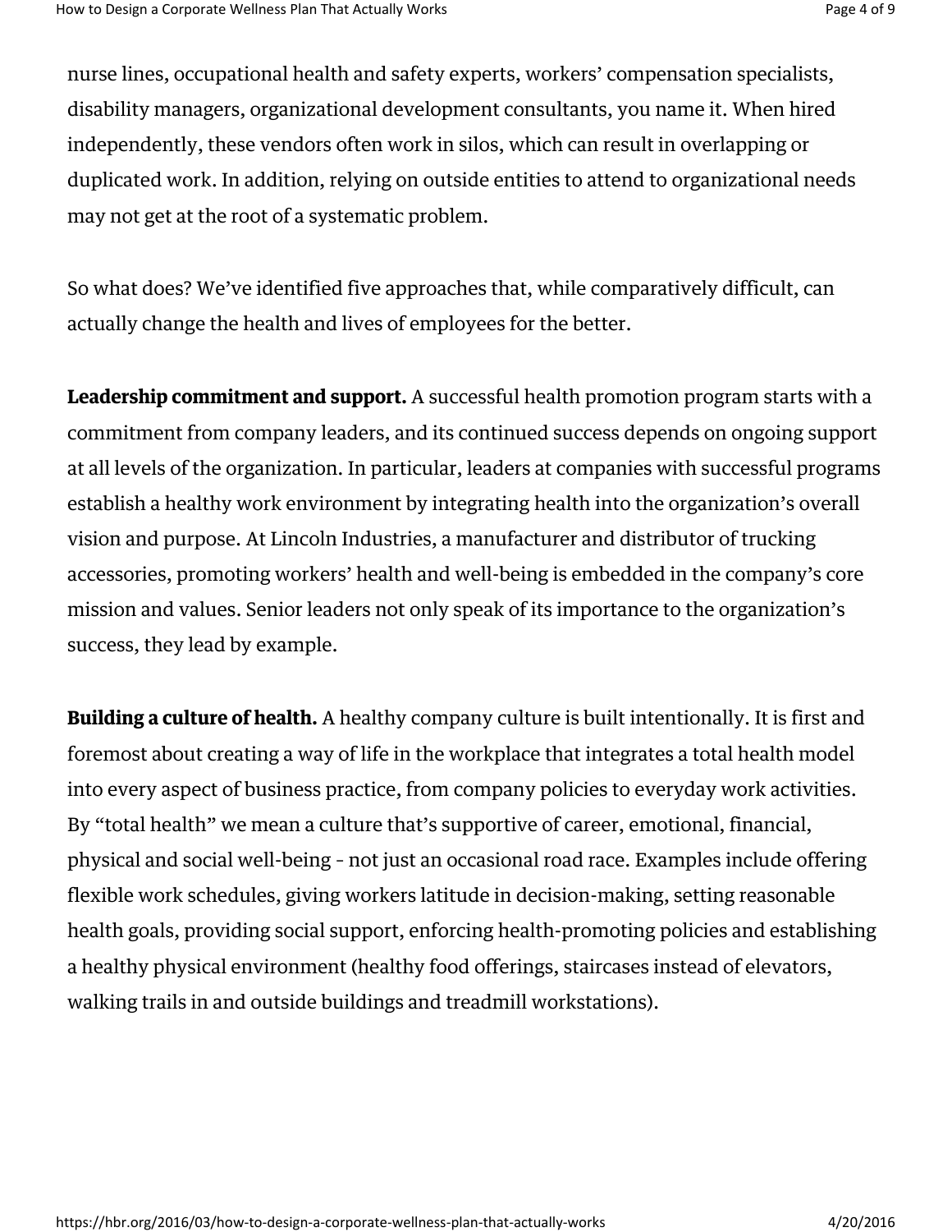nurse lines, occupational health and safety experts, workers' compensation specialists, disability managers, organizational development consultants, you name it. When hired independently, these vendors often work in silos, which can result in overlapping or duplicated work. In addition, relying on outside entities to attend to organizational needs may not get at the root of a systematic problem.

So what does? We've identified five approaches that, while comparatively difficult, can actually change the health and lives of employees for the better.

**Leadership commitment and support.** A successful health promotion program starts with a commitment from company leaders, and its continued success depends on ongoing support at all levels of the organization. In particular, leaders at companies with successful programs establish a healthy work environment by integrating health into the organization's overall vision and purpose. At Lincoln Industries, a manufacturer and distributor of trucking accessories, promoting workers' health and well-being is embedded in the company's core mission and values. Senior leaders not only speak of its importance to the organization's success, they lead by example.

**Building a culture of health.** A healthy company culture is built intentionally. It is first and foremost about creating a way of life in the workplace that integrates a total health model into every aspect of business practice, from company policies to everyday work activities. By "total health" we mean a culture that's supportive of career, emotional, financial, physical and social well-being - not just an occasional road race. Examples include offering flexible work schedules, giving workers latitude in decision-making, setting reasonable health goals, providing social support, enforcing health-promoting policies and establishing a healthy physical environment (healthy food offerings, staircases instead of elevators, walking trails in and outside buildings and treadmill workstations).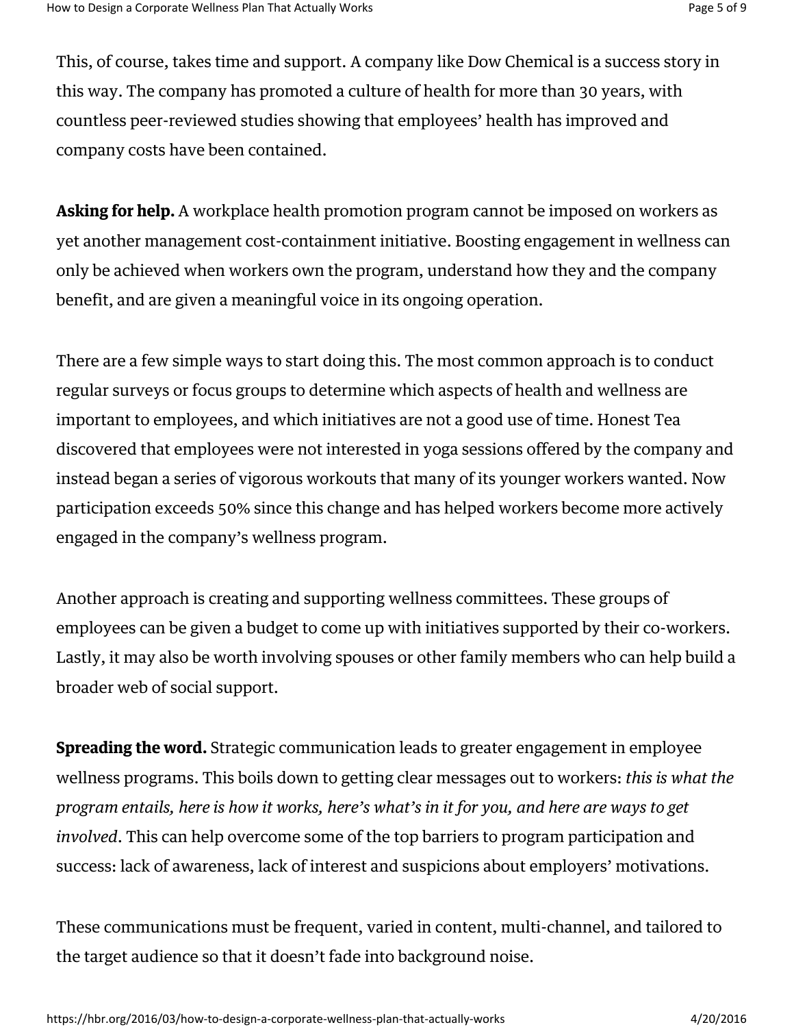This, of course, takes time and support. A company like Dow Chemical is a success story in this way. The company has promoted a culture of health for more than 30 years, with countless peer-reviewed studies showing that employees' health has improved and company costs have been contained.

**Asking for help.** A workplace health promotion program cannot be imposed on workers as yet another management cost-containment initiative. Boosting engagement in wellness can only be achieved when workers own the program, understand how they and the company benefit, and are given a meaningful voice in its ongoing operation.

There are a few simple ways to start doing this. The most common approach is to conduct regular surveys or focus groups to determine which aspects of health and wellness are important to employees, and which initiatives are not a good use of time. Honest Tea discovered that employees were not interested in yoga sessions offered by the company and instead began a series of vigorous workouts that many of its younger workers wanted. Now participation exceeds 50% since this change and has helped workers become more actively engaged in the company's wellness program.

Another approach is creating and supporting wellness committees. These groups of employees can be given a budget to come up with initiatives supported by their co-workers. Lastly, it may also be worth involving spouses or other family members who can help build a broader web of social support.

**Spreading the word.** Strategic communication leads to greater engagement in employee wellness programs. This boils down to getting clear messages out to workers: *this is what the program entails, here is how it works, here's what's in it for you, and here are ways to get involved*. This can help overcome some of the top barriers to program participation and success: lack of awareness, lack of interest and suspicions about employers' motivations.

These communications must be frequent, varied in content, multi-channel, and tailored to the target audience so that it doesn't fade into background noise.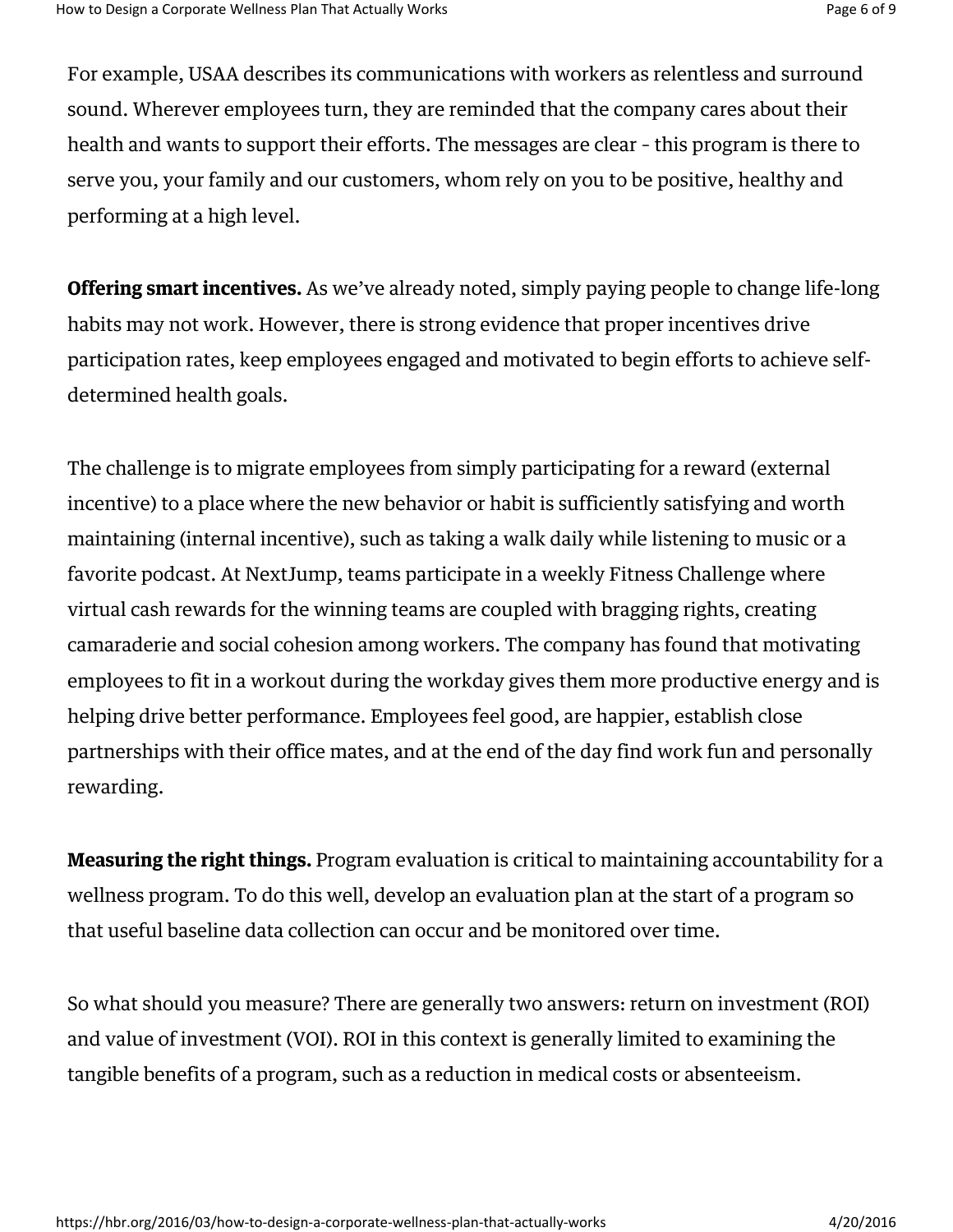For example, USAA describes its communications with workers as relentless and surround sound. Wherever employees turn, they are reminded that the company cares about their health and wants to support their efforts. The messages are clear - this program is there to serve you, your family and our customers, whom rely on you to be positive, healthy and performing at a high level.

**Offering smart incentives.** As we've already noted, simply paying people to change life-long habits may not work. However, there is strong evidence that proper incentives drive participation rates, keep employees engaged and motivated to begin efforts to achieve self-determined health goals.

The challenge is to migrate employees from simply participating for a reward (external incentive) to a place where the new behavior or habit is sufficiently satisfying and worth maintaining (internal incentive), such as taking a walk daily while listening to music or a favorite podcast. At NextJump, teams participate in a weekly Fitness Challenge where virtual cash rewards for the winning teams are coupled with bragging rights, creating camaraderie and social cohesion among workers. The company has found that motivating employees to fit in a workout during the workday gives them more productive energy and is helping drive better performance. Employees feel good, are happier, establish close partnerships with their office mates, and at the end of the day find work fun and personally rewarding.

**Measuring the right things.** Program evaluation is critical to maintaining accountability for a wellness program. To do this well, develop an evaluation plan at the start of a program so that useful baseline data collection can occur and be monitored over time.

So what should you measure? There are generally two answers: return on investment (ROI) and value of investment (VOI). ROI in this context is generally limited to examining the tangible benefits of a program, such as a reduction in medical costs or absenteeism.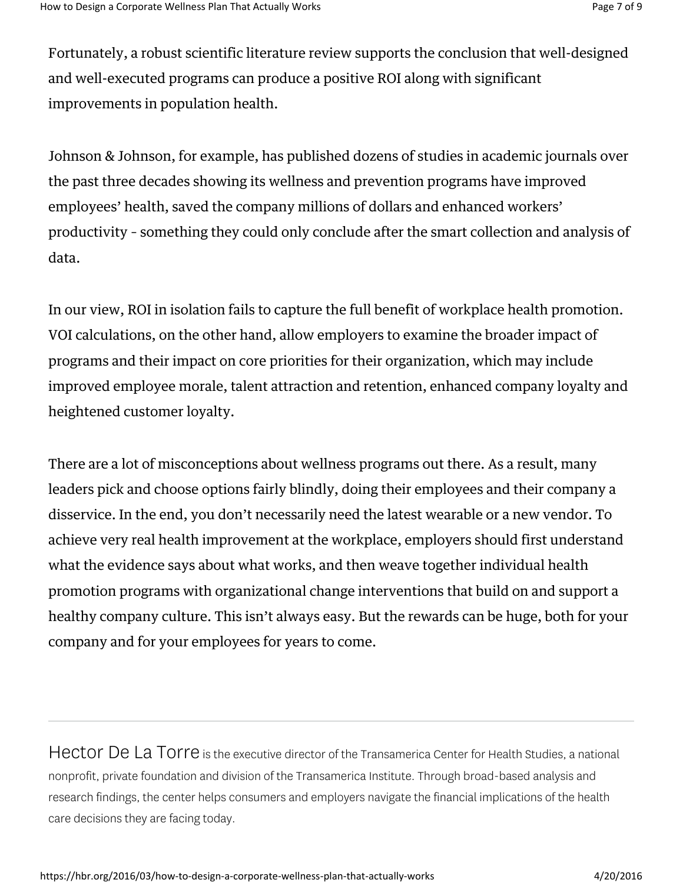Fortunately, a robust scientific literature review supports the conclusion that well-designed and well-executed programs can produce a positive ROI along with significant improvements in population health.

Johnson & Johnson, for example, has published dozens of studies in academic journals over the past three decades showing its wellness and prevention programs have improved employees' health, saved the company millions of dollars and enhanced workers' productivity - something they could only conclude after the smart collection and analysis of data.

In our view, ROI in isolation fails to capture the full benefit of workplace health promotion. VOI calculations, on the other hand, allow employers to examine the broader impact of programs and their impact on core priorities for their organization, which may include improved employee morale, talent attraction and retention, enhanced company loyalty and heightened customer loyalty.

There are a lot of misconceptions about wellness programs out there. As a result, many leaders pick and choose options fairly blindly, doing their employees and their company a disservice. In the end, you don't necessarily need the latest wearable or a new vendor. To achieve very real health improvement at the workplace, employers should first understand what the evidence says about what works, and then weave together individual health promotion programs with organizational change interventions that build on and support a healthy company culture. This isn't always easy. But the rewards can be huge, both for your company and for your employees for years to come.

---

Hector De La Torre is the executive director of the Transamerica Center for Health Studies, a national nonprofit, private foundation and division of the Transamerica Institute. Through broad-based analysis and research findings, the center helps consumers and employers navigate the financial implications of the health care decisions they are facing today.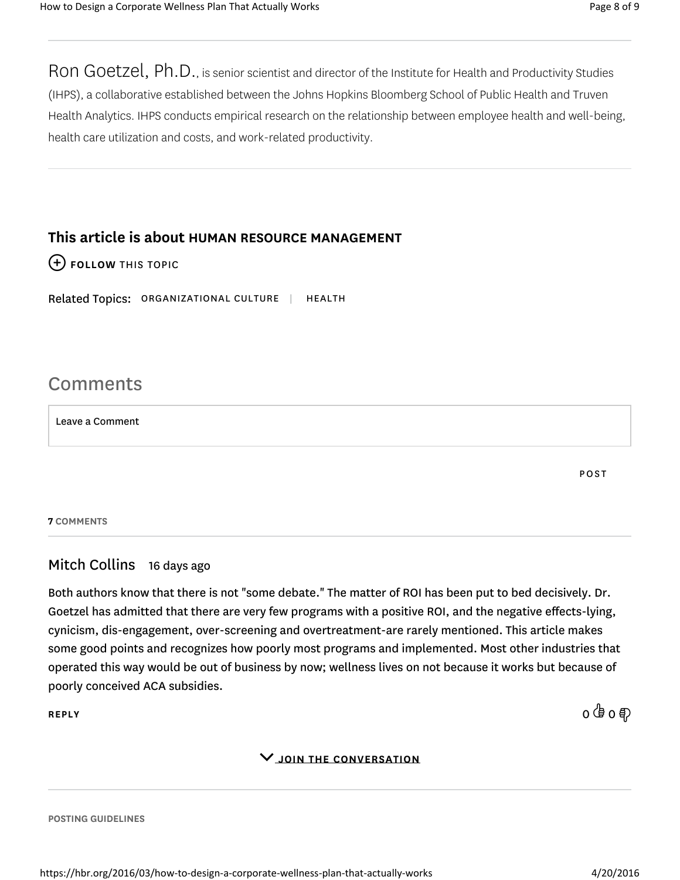Ron Goetzel, Ph.D., is senior scientist and director of the Institute for Health and Productivity Studies (IHPS), a collaborative established between the Johns Hopkins Bloomberg School of Public Health and Truven Health Analytics. IHPS conducts empirical research on the relationship between employee health and well-being, health care utilization and costs, and work-related productivity.

---

**This article is about HUMAN RESOURCE MANAGEMENT**

(+) **FOLLOW** THIS TOPIC

Related Topics: ORGANIZATIONAL CULTURE | HEALTH

## Comments

Leave a Comment

POST

**7 COMMENTS**

---

**Mitch Collins** 16 days ago

Both authors know that there is not "some debate." The matter of ROI has been put to bed decisively. Dr. Goetzel has admitted that there are very few programs with a positive ROI, and the negative effects-lying, cynicism, dis-engagement, over-screening and overtreatment-are rarely mentioned. This article makes some good points and recognizes how poorly most programs and implemented. Most other industries that operated this way would be out of business by now; wellness lives on not because it works but because of poorly conceived ACA subsidies.

**REPLY** 0 👍 0 👎

JOIN THE CONVERSATION

---

POSTING GUIDELINES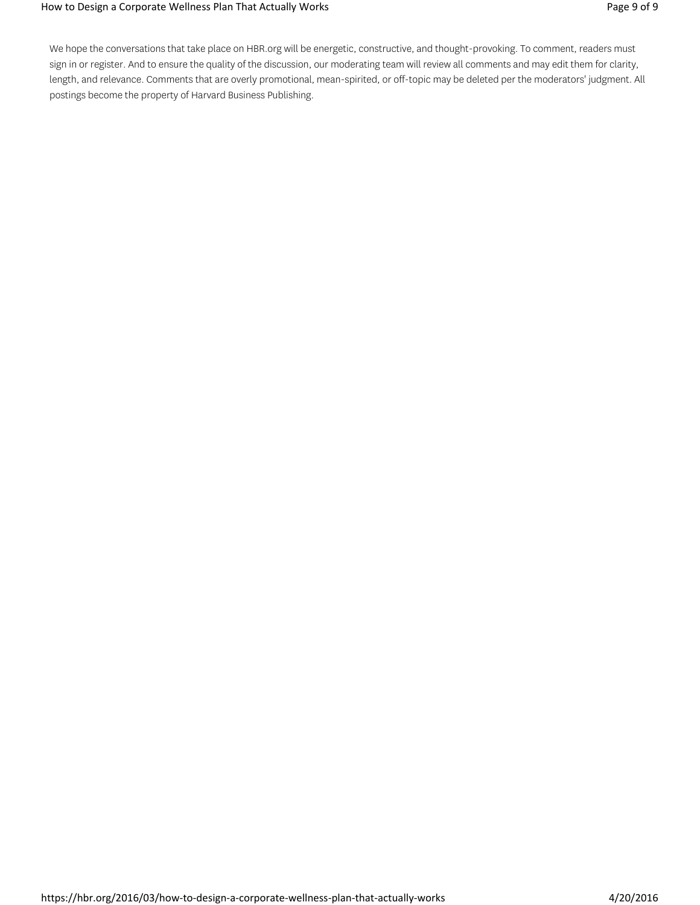We hope the conversations that take place on HBR.org will be energetic, constructive, and thought-provoking. To comment, readers must sign in or register. And to ensure the quality of the discussion, our moderating team will review all comments and may edit them for clarity, length, and relevance. Comments that are overly promotional, mean-spirited, or off-topic may be deleted per the moderators' judgment. All postings become the property of Harvard Business Publishing.